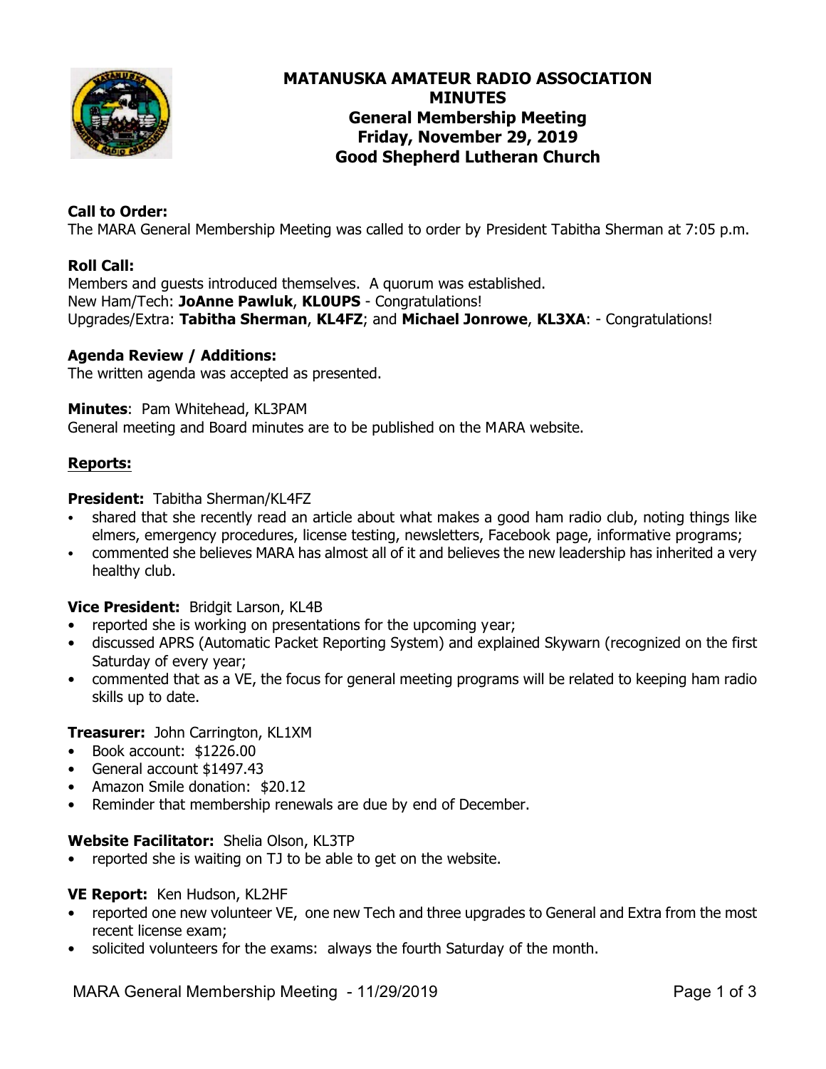# MATANUSKA AMATEUR RADIO ASSOCIATION
## MINUTES
## General Membership Meeting
## Friday, November 29, 2019
## Good Shepherd Lutheran Church

**Call to Order:**
The MARA General Membership Meeting was called to order by President Tabitha Sherman at 7:05 p.m.

**Roll Call:**
Members and guests introduced themselves. A quorum was established.
New Ham/Tech: **JoAnne Pawluk**, **KL0UPS** - Congratulations!
Upgrades/Extra: **Tabitha Sherman**, **KL4FZ**; and **Michael Jonrowe**, **KL3XA**: - Congratulations!

**Agenda Review / Additions:**
The written agenda was accepted as presented.

**Minutes**: Pam Whitehead, KL3PAM
General meeting and Board minutes are to be published on the MARA website.

**Reports:**

**President:** Tabitha Sherman/KL4FZ

- shared that she recently read an article about what makes a good ham radio club, noting things like elmers, emergency procedures, license testing, newsletters, Facebook page, informative programs;
- commented she believes MARA has almost all of it and believes the new leadership has inherited a very healthy club.

**Vice President:** Bridgit Larson, KL4B

- reported she is working on presentations for the upcoming year;
- discussed APRS (Automatic Packet Reporting System) and explained Skywarn (recognized on the first Saturday of every year;
- commented that as a VE, the focus for general meeting programs will be related to keeping ham radio skills up to date.

**Treasurer:** John Carrington, KL1XM

- Book account: $1226.00
- General account $1497.43
- Amazon Smile donation: $20.12
- Reminder that membership renewals are due by end of December.

**Website Facilitator:** Shelia Olson, KL3TP

- reported she is waiting on TJ to be able to get on the website.

**VE Report:** Ken Hudson, KL2HF

- reported one new volunteer VE, one new Tech and three upgrades to General and Extra from the most recent license exam;
- solicited volunteers for the exams: always the fourth Saturday of the month.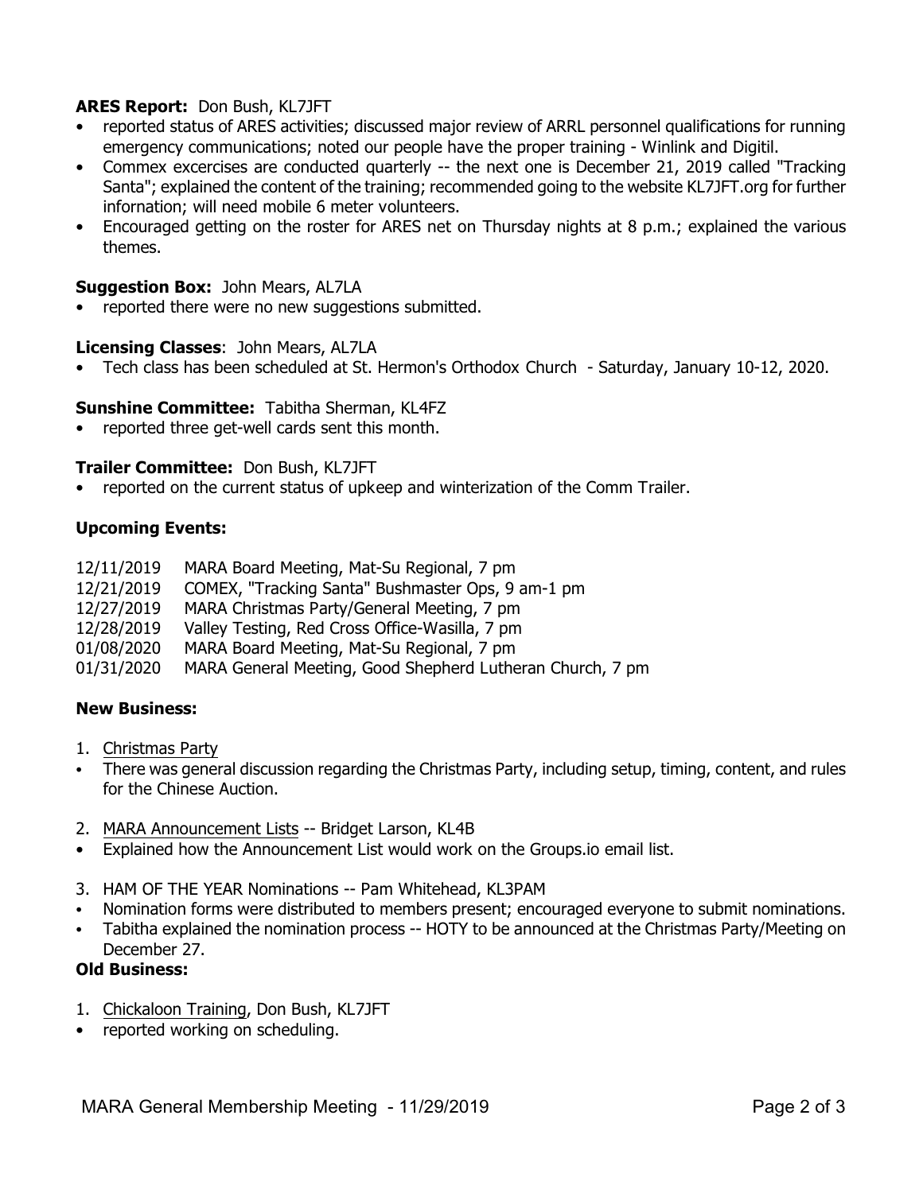**ARES Report:** Don Bush, KL7JFT

- reported status of ARES activities; discussed major review of ARRL personnel qualifications for running emergency communications; noted our people have the proper training - Winlink and Digitil.
- Commex excercises are conducted quarterly -- the next one is December 21, 2019 called "Tracking Santa"; explained the content of the training; recommended going to the website KL7JFT.org for further infornation; will need mobile 6 meter volunteers.
- Encouraged getting on the roster for ARES net on Thursday nights at 8 p.m.; explained the various themes.

**Suggestion Box:** John Mears, AL7LA

- reported there were no new suggestions submitted.

**Licensing Classes**: John Mears, AL7LA

- Tech class has been scheduled at St. Hermon's Orthodox Church - Saturday, January 10-12, 2020.

**Sunshine Committee:** Tabitha Sherman, KL4FZ

- reported three get-well cards sent this month.

**Trailer Committee:** Don Bush, KL7JFT

- reported on the current status of upkeep and winterization of the Comm Trailer.

**Upcoming Events:**

12/11/2019 MARA Board Meeting, Mat-Su Regional, 7 pm
12/21/2019 COMEX, "Tracking Santa" Bushmaster Ops, 9 am-1 pm
12/27/2019 MARA Christmas Party/General Meeting, 7 pm
12/28/2019 Valley Testing, Red Cross Office-Wasilla, 7 pm
01/08/2020 MARA Board Meeting, Mat-Su Regional, 7 pm
01/31/2020 MARA General Meeting, Good Shepherd Lutheran Church, 7 pm

**New Business:**

1. Christmas Party

- There was general discussion regarding the Christmas Party, including setup, timing, content, and rules for the Chinese Auction.

2. MARA Announcement Lists -- Bridget Larson, KL4B

- Explained how the Announcement List would work on the Groups.io email list.

3. HAM OF THE YEAR Nominations -- Pam Whitehead, KL3PAM

- Nomination forms were distributed to members present; encouraged everyone to submit nominations.
- Tabitha explained the nomination process -- HOTY to be announced at the Christmas Party/Meeting on December 27.

**Old Business:**

1. Chickaloon Training, Don Bush, KL7JFT

- reported working on scheduling.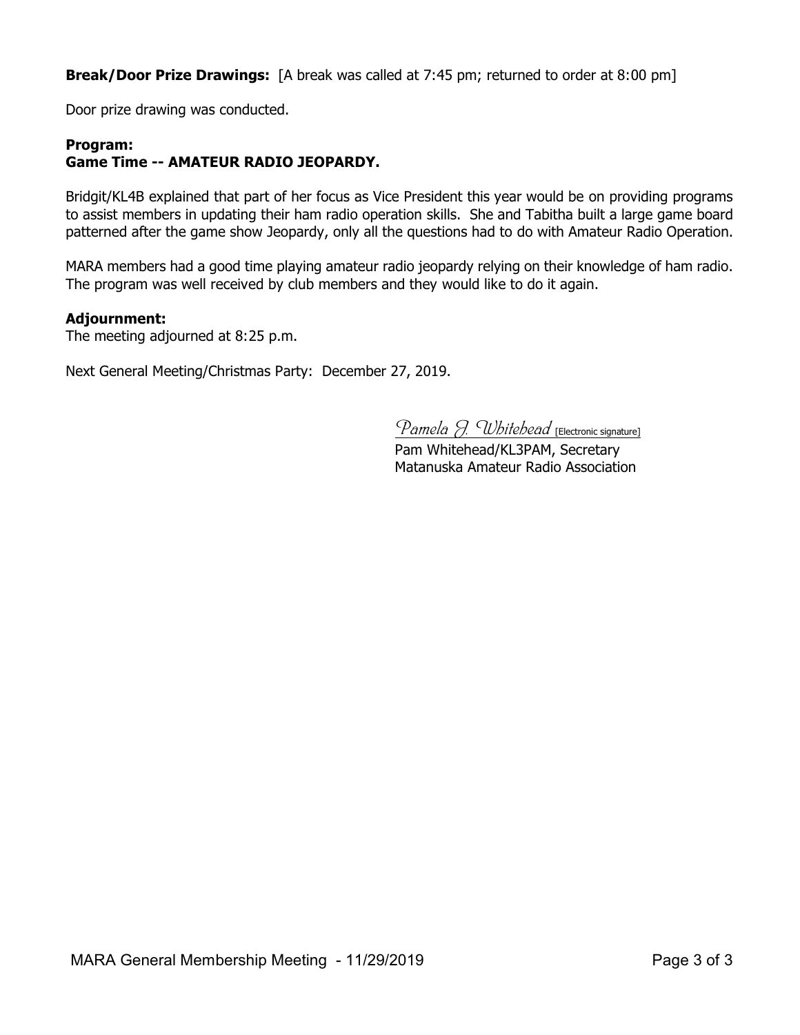**Break/Door Prize Drawings:** [A break was called at 7:45 pm; returned to order at 8:00 pm]

Door prize drawing was conducted.

**Program:**
**Game Time -- AMATEUR RADIO JEOPARDY.**

Bridgit/KL4B explained that part of her focus as Vice President this year would be on providing programs to assist members in updating their ham radio operation skills. She and Tabitha built a large game board patterned after the game show Jeopardy, only all the questions had to do with Amateur Radio Operation.

MARA members had a good time playing amateur radio jeopardy relying on their knowledge of ham radio. The program was well received by club members and they would like to do it again.

**Adjournment:**
The meeting adjourned at 8:25 p.m.

Next General Meeting/Christmas Party: December 27, 2019.

*Pamela J. Whitehead* [Electronic signature]
Pam Whitehead/KL3PAM, Secretary
Matanuska Amateur Radio Association